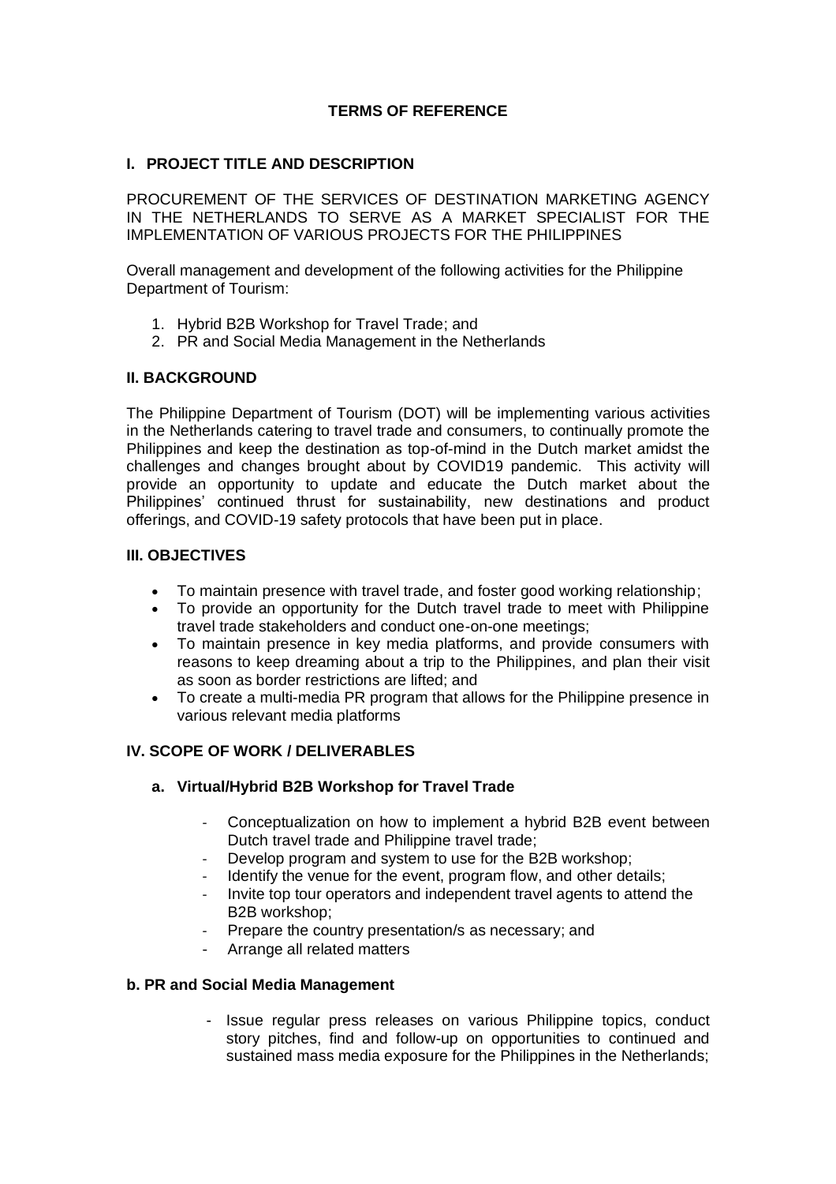# TERMS OF REFERENCE

## I. PROJECT TITLE AND DESCRIPTION

PROCUREMENT OF THE SERVICES OF DESTINATION MARKETING AGENCY IN THE NETHERLANDS TO SERVE AS A MARKET SPECIALIST FOR THE IMPLEMENTATION OF VARIOUS PROJECTS FOR THE PHILIPPINES

Overall management and development of the following activities for the Philippine Department of Tourism:

1. Hybrid B2B Workshop for Travel Trade; and
2. PR and Social Media Management in the Netherlands

## II. BACKGROUND

The Philippine Department of Tourism (DOT) will be implementing various activities in the Netherlands catering to travel trade and consumers, to continually promote the Philippines and keep the destination as top-of-mind in the Dutch market amidst the challenges and changes brought about by COVID19 pandemic. This activity will provide an opportunity to update and educate the Dutch market about the Philippines' continued thrust for sustainability, new destinations and product offerings, and COVID-19 safety protocols that have been put in place.

## III. OBJECTIVES

- To maintain presence with travel trade, and foster good working relationship;
- To provide an opportunity for the Dutch travel trade to meet with Philippine travel trade stakeholders and conduct one-on-one meetings;
- To maintain presence in key media platforms, and provide consumers with reasons to keep dreaming about a trip to the Philippines, and plan their visit as soon as border restrictions are lifted; and
- To create a multi-media PR program that allows for the Philippine presence in various relevant media platforms

## IV. SCOPE OF WORK / DELIVERABLES

### a. Virtual/Hybrid B2B Workshop for Travel Trade

- Conceptualization on how to implement a hybrid B2B event between Dutch travel trade and Philippine travel trade;
- Develop program and system to use for the B2B workshop;
- Identify the venue for the event, program flow, and other details;
- Invite top tour operators and independent travel agents to attend the B2B workshop;
- Prepare the country presentation/s as necessary; and
- Arrange all related matters

### b. PR and Social Media Management

- Issue regular press releases on various Philippine topics, conduct story pitches, find and follow-up on opportunities to continued and sustained mass media exposure for the Philippines in the Netherlands;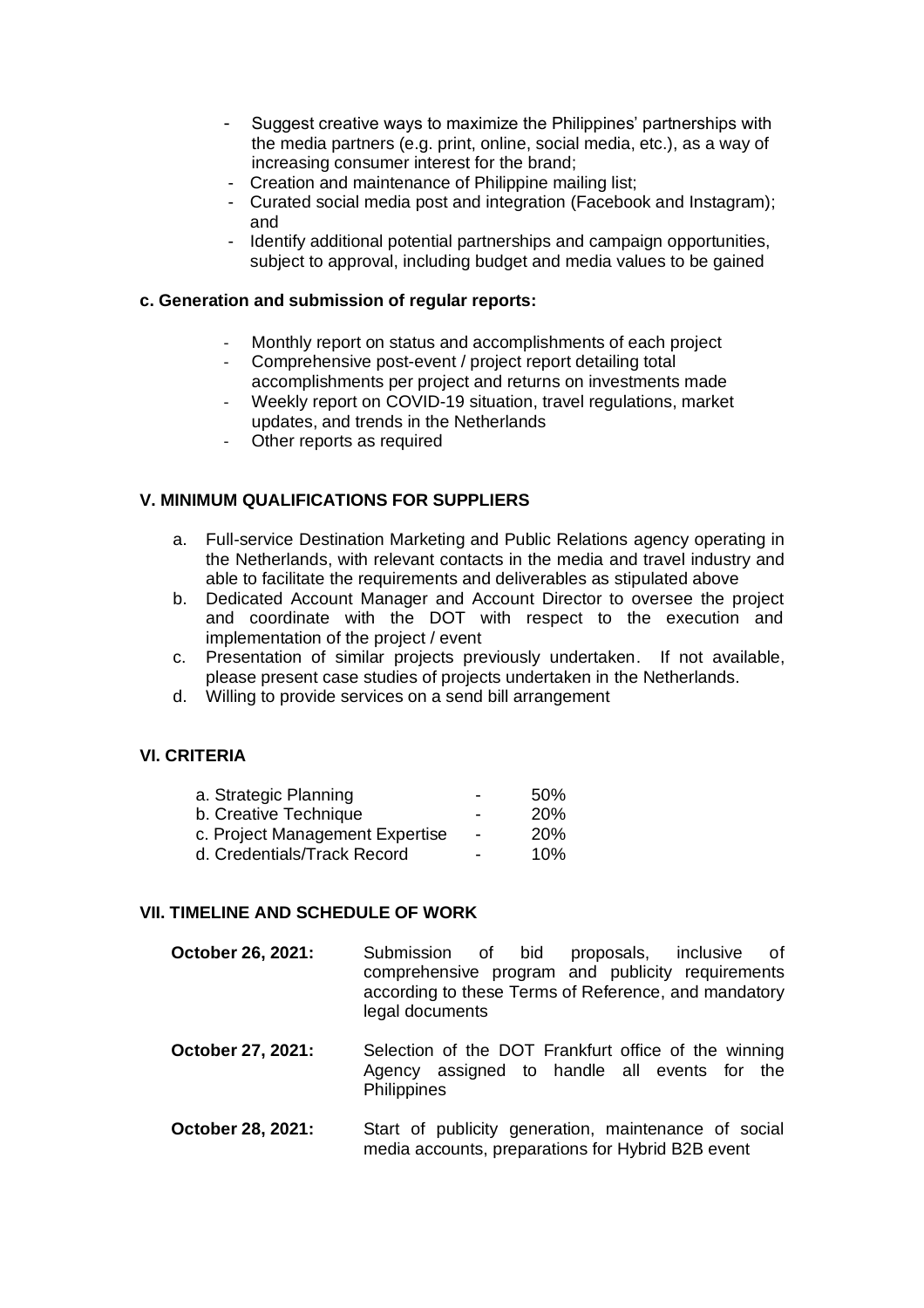- Suggest creative ways to maximize the Philippines' partnerships with the media partners (e.g. print, online, social media, etc.), as a way of increasing consumer interest for the brand;
- Creation and maintenance of Philippine mailing list;
- Curated social media post and integration (Facebook and Instagram); and
- Identify additional potential partnerships and campaign opportunities, subject to approval, including budget and media values to be gained

**c. Generation and submission of regular reports:**

- Monthly report on status and accomplishments of each project
- Comprehensive post-event / project report detailing total accomplishments per project and returns on investments made
- Weekly report on COVID-19 situation, travel regulations, market updates, and trends in the Netherlands
- Other reports as required

## V. MINIMUM QUALIFICATIONS FOR SUPPLIERS

a. Full-service Destination Marketing and Public Relations agency operating in the Netherlands, with relevant contacts in the media and travel industry and able to facilitate the requirements and deliverables as stipulated above
b. Dedicated Account Manager and Account Director to oversee the project and coordinate with the DOT with respect to the execution and implementation of the project / event
c. Presentation of similar projects previously undertaken. If not available, please present case studies of projects undertaken in the Netherlands.
d. Willing to provide services on a send bill arrangement

## VI. CRITERIA

| | | |
|---|---|---|
| a. Strategic Planning | - | 50% |
| b. Creative Technique | - | 20% |
| c. Project Management Expertise | - | 20% |
| d. Credentials/Track Record | - | 10% |

## VII. TIMELINE AND SCHEDULE OF WORK

**October 26, 2021:** Submission of bid proposals, inclusive of comprehensive program and publicity requirements according to these Terms of Reference, and mandatory legal documents

**October 27, 2021:** Selection of the DOT Frankfurt office of the winning Agency assigned to handle all events for the Philippines

**October 28, 2021:** Start of publicity generation, maintenance of social media accounts, preparations for Hybrid B2B event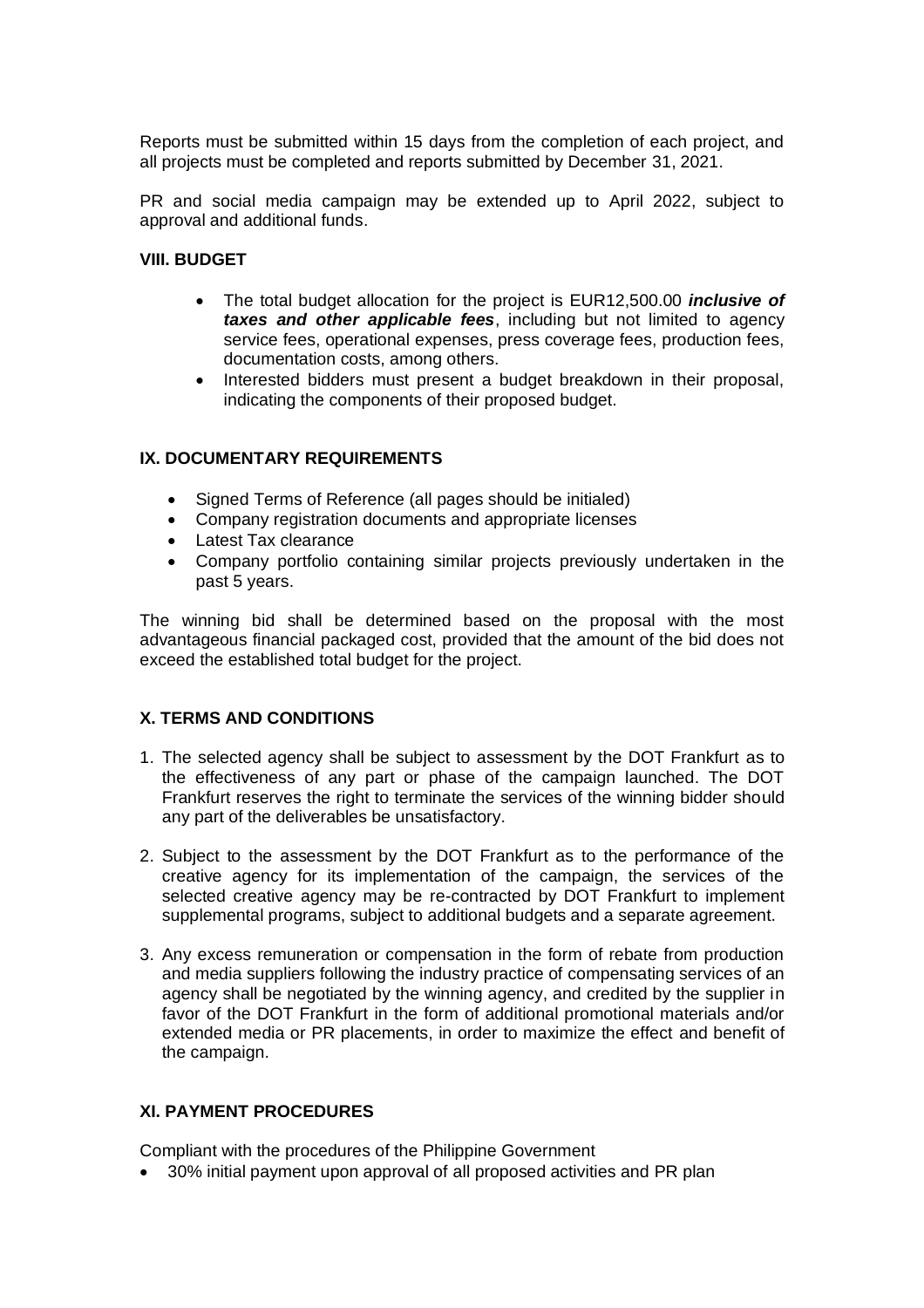Reports must be submitted within 15 days from the completion of each project, and all projects must be completed and reports submitted by December 31, 2021.

PR and social media campaign may be extended up to April 2022, subject to approval and additional funds.

### VIII. BUDGET

- The total budget allocation for the project is EUR12,500.00 ***inclusive of taxes and other applicable fees***, including but not limited to agency service fees, operational expenses, press coverage fees, production fees, documentation costs, among others.
- Interested bidders must present a budget breakdown in their proposal, indicating the components of their proposed budget.

### IX. DOCUMENTARY REQUIREMENTS

- Signed Terms of Reference (all pages should be initialed)
- Company registration documents and appropriate licenses
- Latest Tax clearance
- Company portfolio containing similar projects previously undertaken in the past 5 years.

The winning bid shall be determined based on the proposal with the most advantageous financial packaged cost, provided that the amount of the bid does not exceed the established total budget for the project.

### X. TERMS AND CONDITIONS

1. The selected agency shall be subject to assessment by the DOT Frankfurt as to the effectiveness of any part or phase of the campaign launched. The DOT Frankfurt reserves the right to terminate the services of the winning bidder should any part of the deliverables be unsatisfactory.
2. Subject to the assessment by the DOT Frankfurt as to the performance of the creative agency for its implementation of the campaign, the services of the selected creative agency may be re-contracted by DOT Frankfurt to implement supplemental programs, subject to additional budgets and a separate agreement.
3. Any excess remuneration or compensation in the form of rebate from production and media suppliers following the industry practice of compensating services of an agency shall be negotiated by the winning agency, and credited by the supplier in favor of the DOT Frankfurt in the form of additional promotional materials and/or extended media or PR placements, in order to maximize the effect and benefit of the campaign.

### XI. PAYMENT PROCEDURES

Compliant with the procedures of the Philippine Government

- 30% initial payment upon approval of all proposed activities and PR plan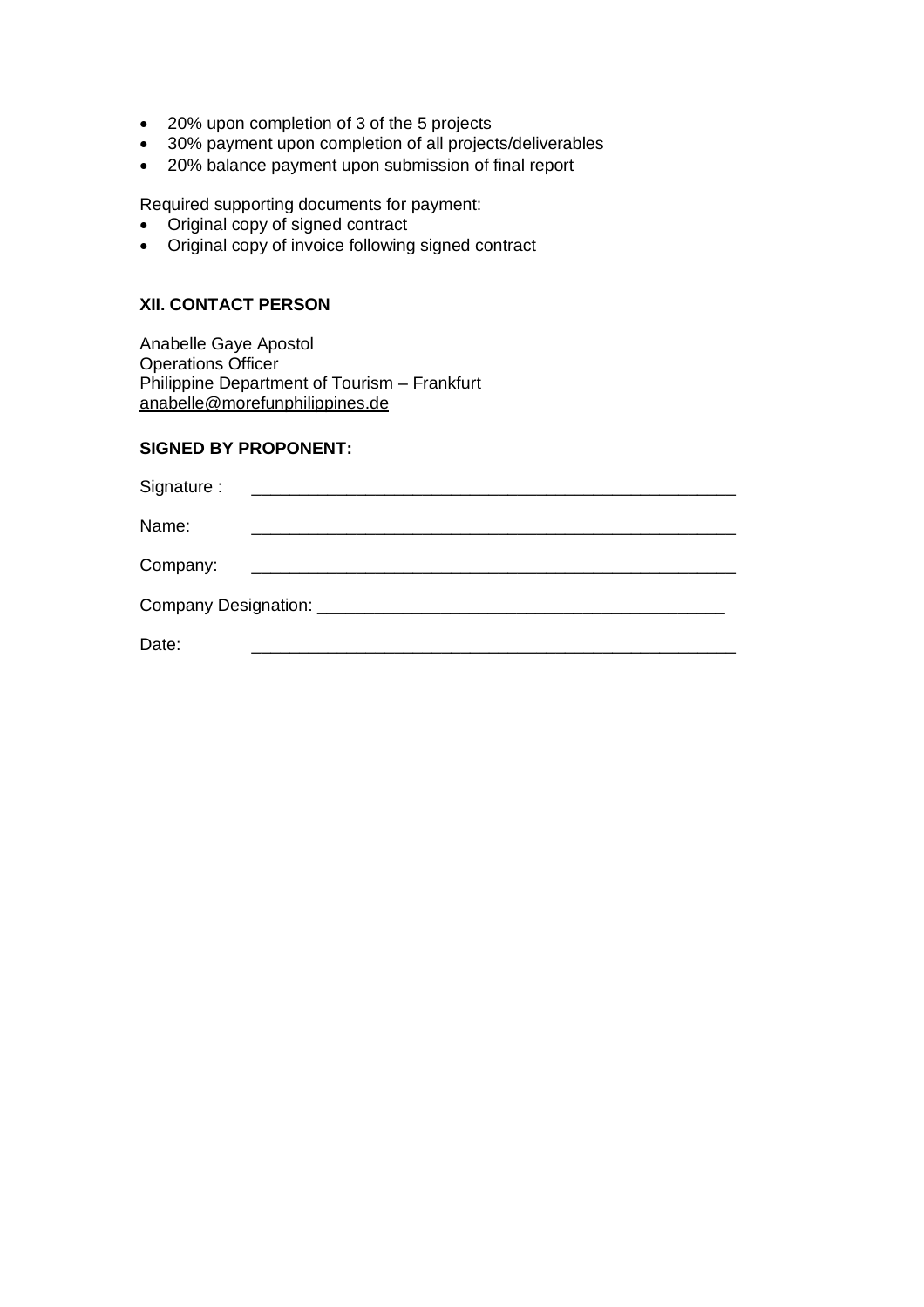- 20% upon completion of 3 of the 5 projects
- 30% payment upon completion of all projects/deliverables
- 20% balance payment upon submission of final report

Required supporting documents for payment:

- Original copy of signed contract
- Original copy of invoice following signed contract

### XII. CONTACT PERSON

Anabelle Gaye Apostol
Operations Officer
Philippine Department of Tourism – Frankfurt
anabelle@morefunphilippines.de

**SIGNED BY PROPONENT:**

Signature : ___________________________________________________

Name: ___________________________________________________

Company: ___________________________________________________

Company Designation: ___________________________________________

Date: ___________________________________________________